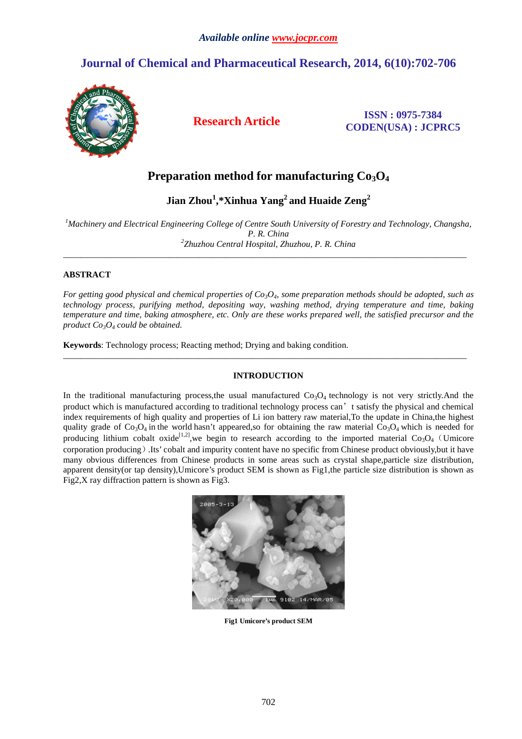Available online www.jocpr.com

# Journal of Chemical and Pharmaceutical Research, 2014, 6(10):702-706

**Research Article**

**ISSN : 0975-7384**
**CODEN(USA) : JCPRC5**

# Preparation method for manufacturing $Co_3O_4$

**Jian Zhou[1],*Xinhua Yang[2] and Huaide Zeng[2]**

*[1]Machinery and Electrical Engineering College of Centre South University of Forestry and Technology, Changsha, P. R. China*
*[2]Zhuzhou Central Hospital, Zhuzhou, P. R. China*

---

## ABSTRACT

*For getting good physical and chemical properties of $Co_3O_4$, some preparation methods should be adopted, such as technology process, purifying method, depositing way, washing method, drying temperature and time, baking temperature and time, baking atmosphere, etc. Only are these works prepared well, the satisfied precursor and the product $Co_3O_4$ could be obtained.*

**Keywords**: Technology process; Reacting method; Drying and baking condition.

---

## INTRODUCTION

In the traditional manufacturing process,the usual manufactured $Co_3O_4$ technology is not very strictly.And the product which is manufactured according to traditional technology process can't satisfy the physical and chemical index requirements of high quality and properties of Li ion battery raw material,To the update in China,the highest quality grade of $Co_3O_4$ in the world hasn't appeared,so for obtaining the raw material $Co_3O_4$ which is needed for producing lithium cobalt oxide[1,2],we begin to research according to the imported material $Co_3O_4$（Umicore corporation producing）.Its' cobalt and impurity content have no specific from Chinese product obviously,but it have many obvious differences from Chinese products in some areas such as crystal shape,particle size distribution, apparent density(or tap density),Umicore's product SEM is shown as Fig1,the particle size distribution is shown as Fig2,X ray diffraction pattern is shown as Fig3.

**Fig1 Umicore's product SEM**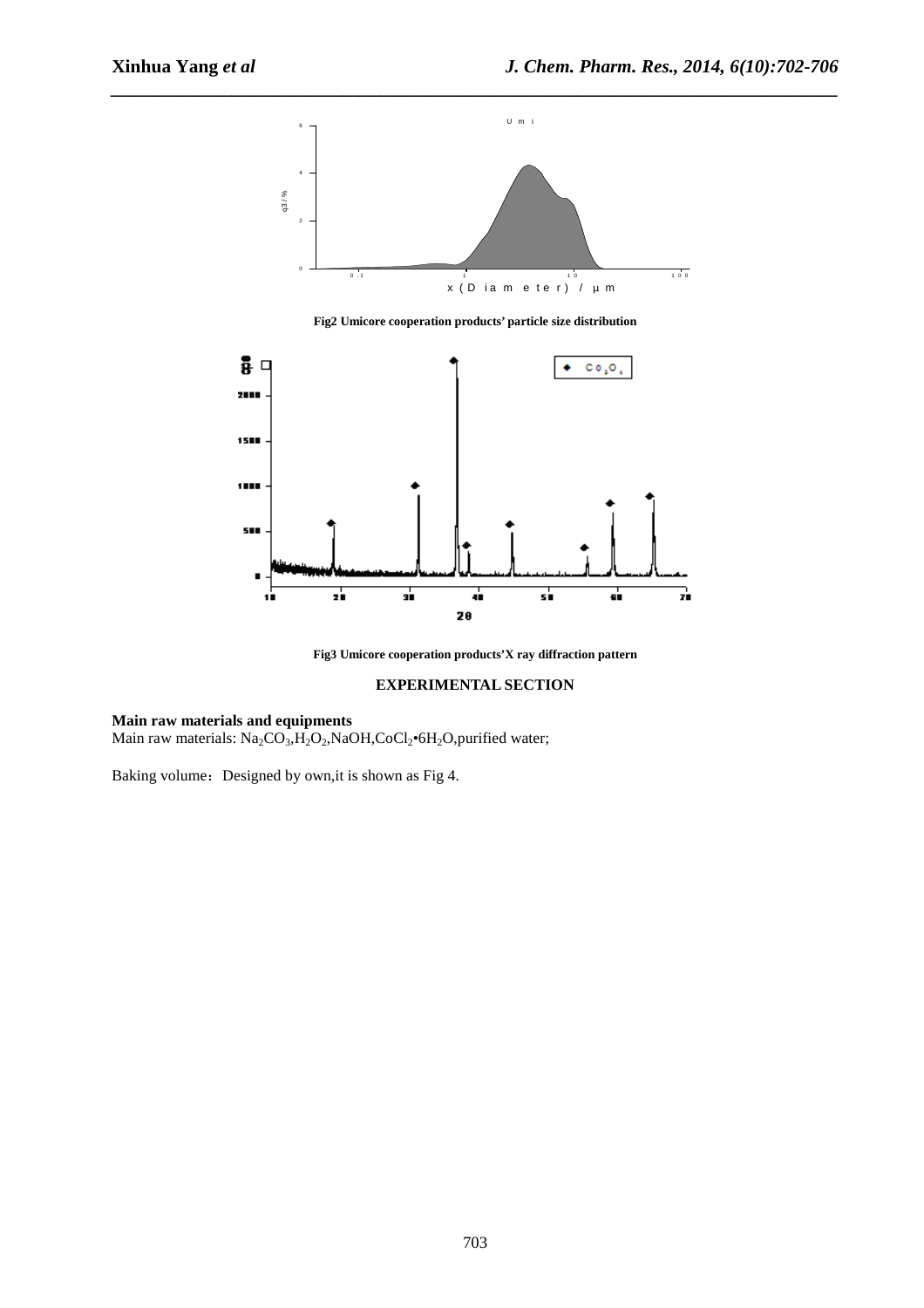Fig2 Umicore cooperation products' particle size distribution

Fig3 Umicore cooperation products'X ray diffraction pattern

## EXPERIMENTAL SECTION

**Main raw materials and equipments**

Main raw materials: $Na_2CO_3$,$H_2O_2$,NaOH,$CoCl_2$•$6H_2O$,purified water;

Baking volume：Designed by own,it is shown as Fig 4.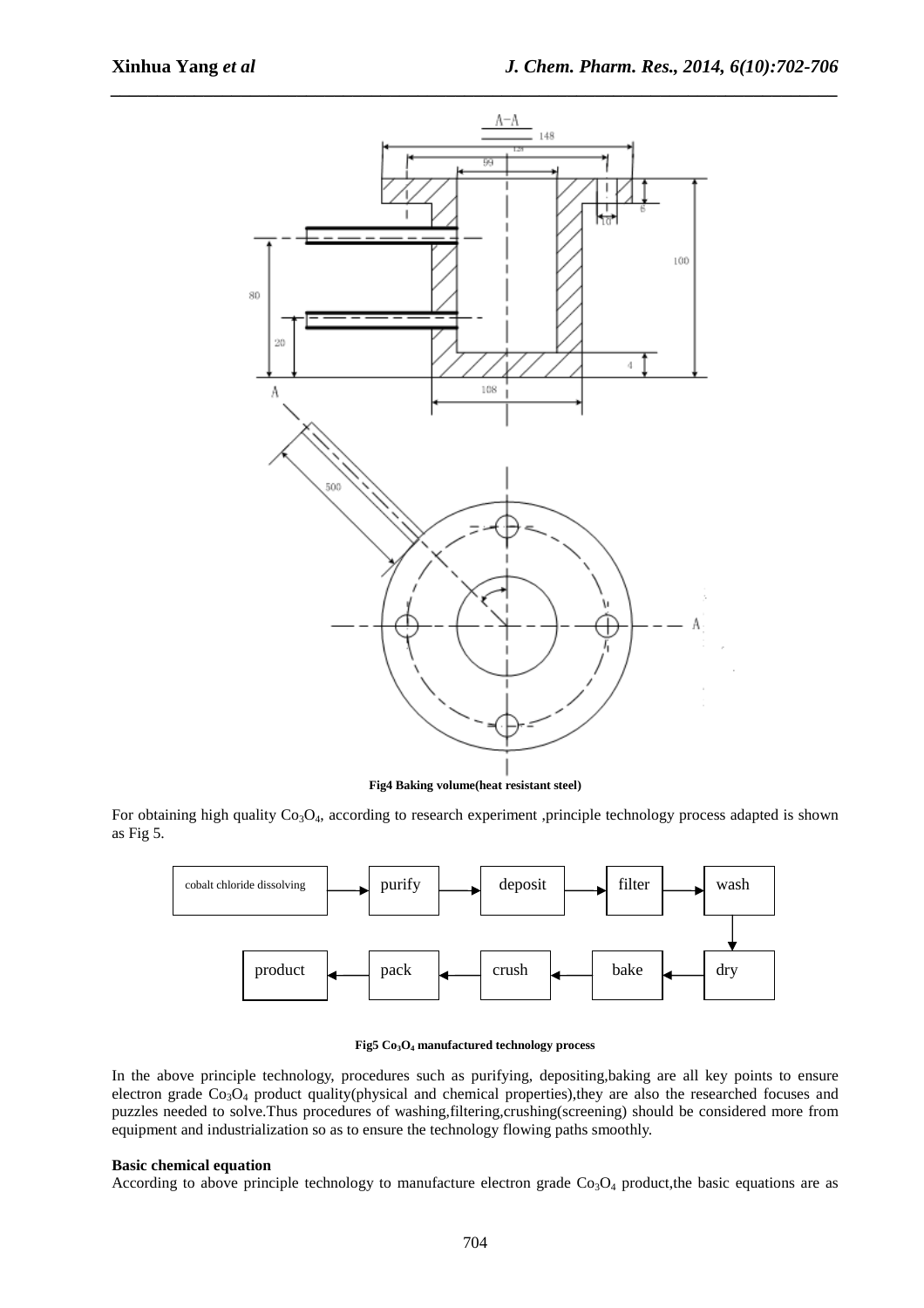Fig4 Baking volume(heat resistant steel)

For obtaining high quality $Co_3O_4$, according to research experiment ,principle technology process adapted is shown as Fig 5.

cobalt chloride dissolving → purify → deposit → filter → wash → dry → bake → crush → pack → product

Fig5 $Co_3O_4$ manufactured technology process

In the above principle technology, procedures such as purifying, depositing,baking are all key points to ensure electron grade $Co_3O_4$ product quality(physical and chemical properties),they are also the researched focuses and puzzles needed to solve.Thus procedures of washing,filtering,crushing(screening) should be considered more from equipment and industrialization so as to ensure the technology flowing paths smoothly.

**Basic chemical equation**

According to above principle technology to manufacture electron grade $Co_3O_4$ product,the basic equations are as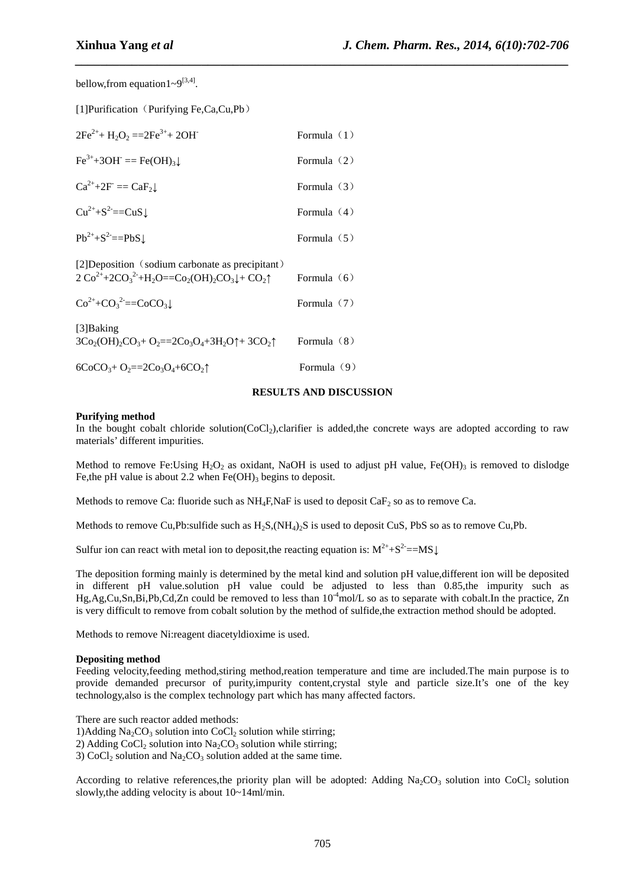bellow,from equation1~9[3,4].

[1]Purification（Purifying Fe,Ca,Cu,Pb）

$2Fe^{2+} + H_2O_2 == 2Fe^{3+} + 2OH^-$ Formula（1）

$Fe^{3+} + 3OH^- == Fe(OH)_3\downarrow$ Formula（2）

$Ca^{2+} + 2F^- == CaF_2\downarrow$ Formula（3）

$Cu^{2+} + S^{2-} == CuS\downarrow$ Formula（4）

$Pb^{2+} + S^{2-} == PbS\downarrow$ Formula（5）

[2]Deposition（sodium carbonate as precipitant）

$2Co^{2+} + 2CO_3^{2-} + H_2O == Co_2(OH)_2CO_3\downarrow + CO_2\uparrow$ Formula（6）

$Co^{2+} + CO_3^{2-} == CoCO_3\downarrow$ Formula（7）

[3]Baking

$3Co_2(OH)_2CO_3 + O_2 == 2Co_3O_4 + 3H_2O\uparrow + 3CO_2\uparrow$ Formula（8）

$6CoCO_3 + O_2 == 2Co_3O_4 + 6CO_2\uparrow$ Formula（9）

## RESULTS AND DISCUSSION

**Purifying method**

In the bought cobalt chloride solution($CoCl_2$),clarifier is added,the concrete ways are adopted according to raw materials' different impurities.

Method to remove Fe:Using $H_2O_2$ as oxidant, NaOH is used to adjust pH value, $Fe(OH)_3$ is removed to dislodge Fe,the pH value is about 2.2 when $Fe(OH)_3$ begins to deposit.

Methods to remove Ca: fluoride such as $NH_4F$,NaF is used to deposit $CaF_2$ so as to remove Ca.

Methods to remove Cu,Pb:sulfide such as $H_2S$,$(NH_4)_2S$ is used to deposit CuS, PbS so as to remove Cu,Pb.

Sulfur ion can react with metal ion to deposit,the reacting equation is: $M^{2+} + S^{2-} == MS\downarrow$

The deposition forming mainly is determined by the metal kind and solution pH value,different ion will be deposited in different pH value.solution pH value could be adjusted to less than 0.85,the impurity such as Hg,Ag,Cu,Sn,Bi,Pb,Cd,Zn could be removed to less than $10^{-4}$mol/L so as to separate with cobalt.In the practice, Zn is very difficult to remove from cobalt solution by the method of sulfide,the extraction method should be adopted.

Methods to remove Ni:reagent diacetyldioxime is used.

**Depositing method**

Feeding velocity,feeding method,stiring method,reation temperature and time are included.The main purpose is to provide demanded precursor of purity,impurity content,crystal style and particle size.It's one of the key technology,also is the complex technology part which has many affected factors.

There are such reactor added methods:

1)Adding $Na_2CO_3$ solution into $CoCl_2$ solution while stirring;
2) Adding $CoCl_2$ solution into $Na_2CO_3$ solution while stirring;
3) $CoCl_2$ solution and $Na_2CO_3$ solution added at the same time.

According to relative references,the priority plan will be adopted: Adding $Na_2CO_3$ solution into $CoCl_2$ solution slowly,the adding velocity is about 10~14ml/min.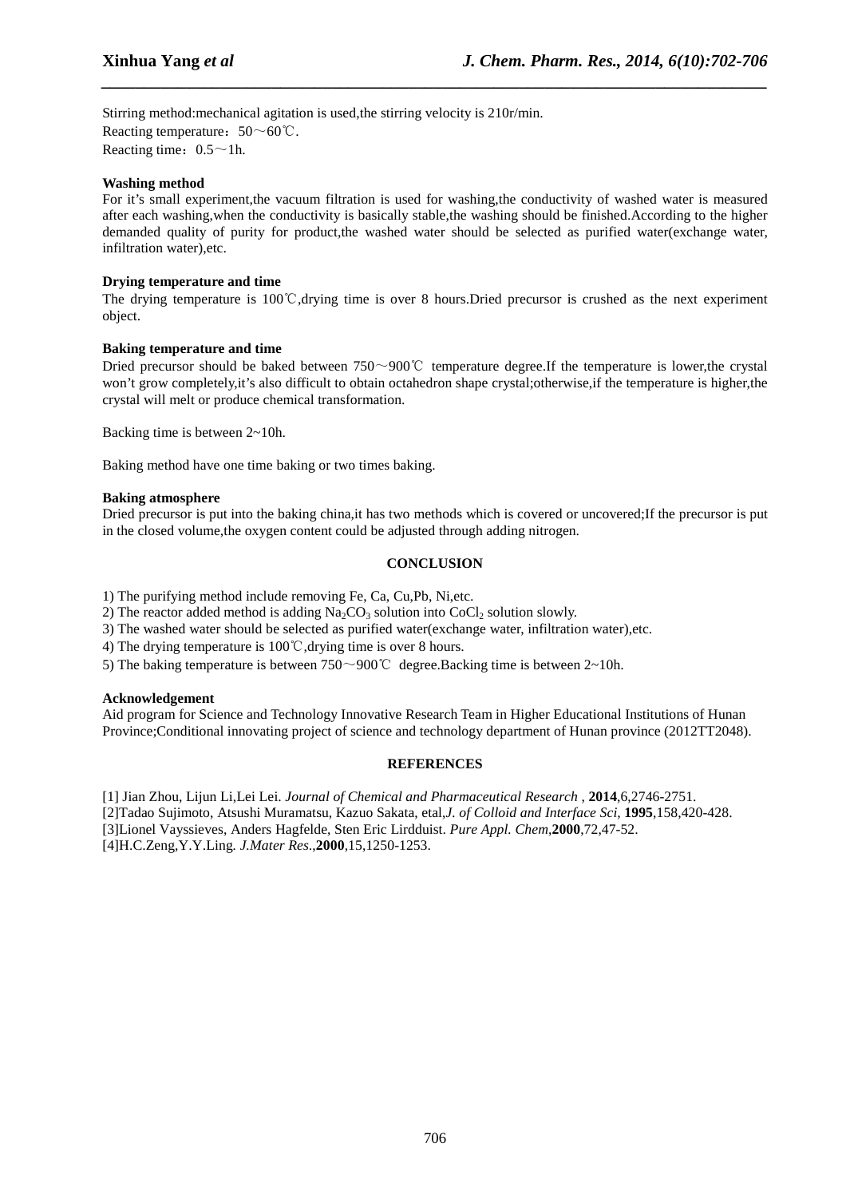Stirring method:mechanical agitation is used,the stirring velocity is 210r/min.
Reacting temperature：50～60℃.
Reacting time：0.5～1h.

**Washing method**

For it's small experiment,the vacuum filtration is used for washing,the conductivity of washed water is measured after each washing,when the conductivity is basically stable,the washing should be finished.According to the higher demanded quality of purity for product,the washed water should be selected as purified water(exchange water, infiltration water),etc.

**Drying temperature and time**

The drying temperature is 100℃,drying time is over 8 hours.Dried precursor is crushed as the next experiment object.

**Baking temperature and time**

Dried precursor should be baked between 750～900℃ temperature degree.If the temperature is lower,the crystal won't grow completely,it's also difficult to obtain octahedron shape crystal;otherwise,if the temperature is higher,the crystal will melt or produce chemical transformation.

Backing time is between 2~10h.

Baking method have one time baking or two times baking.

**Baking atmosphere**

Dried precursor is put into the baking china,it has two methods which is covered or uncovered;If the precursor is put in the closed volume,the oxygen content could be adjusted through adding nitrogen.

## CONCLUSION

1) The purifying method include removing Fe, Ca, Cu,Pb, Ni,etc.
2) The reactor added method is adding $Na_2CO_3$ solution into $CoCl_2$ solution slowly.
3) The washed water should be selected as purified water(exchange water, infiltration water),etc.
4) The drying temperature is 100℃,drying time is over 8 hours.
5) The baking temperature is between 750～900℃ degree.Backing time is between 2~10h.

**Acknowledgement**

Aid program for Science and Technology Innovative Research Team in Higher Educational Institutions of Hunan Province;Conditional innovating project of science and technology department of Hunan province (2012TT2048).

## REFERENCES

[1] Jian Zhou, Lijun Li,Lei Lei. *Journal of Chemical and Pharmaceutical Research* , **2014**,6,2746-2751.
[2]Tadao Sujimoto, Atsushi Muramatsu, Kazuo Sakata, etal,*J. of Colloid and Interface Sci*, **1995**,158,420-428.
[3]Lionel Vayssieves, Anders Hagfelde, Sten Eric Lirdduist. *Pure Appl. Chem*,**2000**,72,47-52.
[4]H.C.Zeng,Y.Y.Ling. *J.Mater Res*.,**2000**,15,1250-1253.